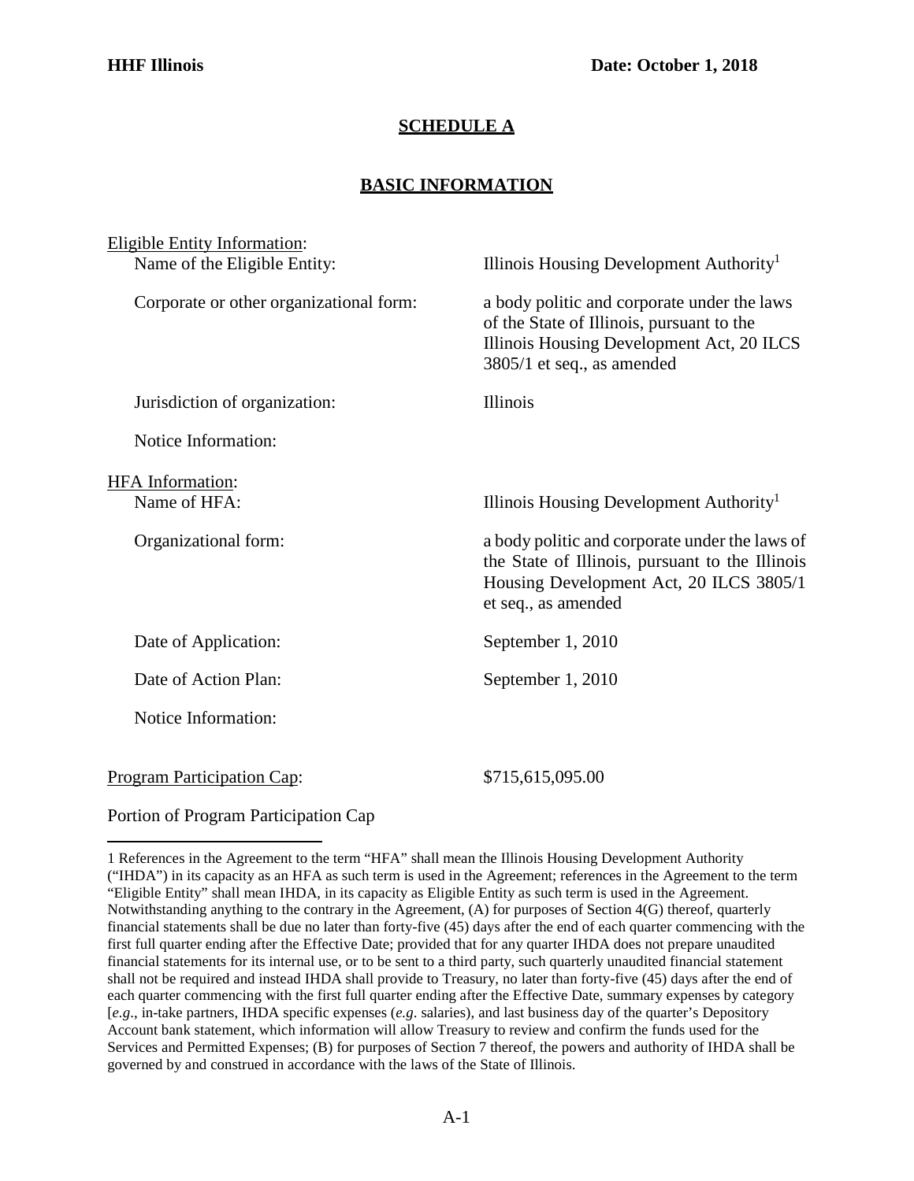**HHF Illinois** **Date: October 1, 2018**

## SCHEDULE A

## BASIC INFORMATION

Eligible Entity Information:

| | |
|---|---|
| Name of the Eligible Entity: | Illinois Housing Development Authority[1] |
| Corporate or other organizational form: | a body politic and corporate under the laws of the State of Illinois, pursuant to the Illinois Housing Development Act, 20 ILCS 3805/1 et seq., as amended |
| Jurisdiction of organization: | Illinois |
| Notice Information: | |

HFA Information:

| | |
|---|---|
| Name of HFA: | Illinois Housing Development Authority[1] |
| Organizational form: | a body politic and corporate under the laws of the State of Illinois, pursuant to the Illinois Housing Development Act, 20 ILCS 3805/1 et seq., as amended |
| Date of Application: | September 1, 2010 |
| Date of Action Plan: | September 1, 2010 |
| Notice Information: | |

Program Participation Cap: $715,615,095.00

Portion of Program Participation Cap

---

1 References in the Agreement to the term "HFA" shall mean the Illinois Housing Development Authority ("IHDA") in its capacity as an HFA as such term is used in the Agreement; references in the Agreement to the term "Eligible Entity" shall mean IHDA, in its capacity as Eligible Entity as such term is used in the Agreement. Notwithstanding anything to the contrary in the Agreement, (A) for purposes of Section 4(G) thereof, quarterly financial statements shall be due no later than forty-five (45) days after the end of each quarter commencing with the first full quarter ending after the Effective Date; provided that for any quarter IHDA does not prepare unaudited financial statements for its internal use, or to be sent to a third party, such quarterly unaudited financial statement shall not be required and instead IHDA shall provide to Treasury, no later than forty-five (45) days after the end of each quarter commencing with the first full quarter ending after the Effective Date, summary expenses by category [*e.g*., in-take partners, IHDA specific expenses (*e.g*. salaries), and last business day of the quarter's Depository Account bank statement, which information will allow Treasury to review and confirm the funds used for the Services and Permitted Expenses; (B) for purposes of Section 7 thereof, the powers and authority of IHDA shall be governed by and construed in accordance with the laws of the State of Illinois.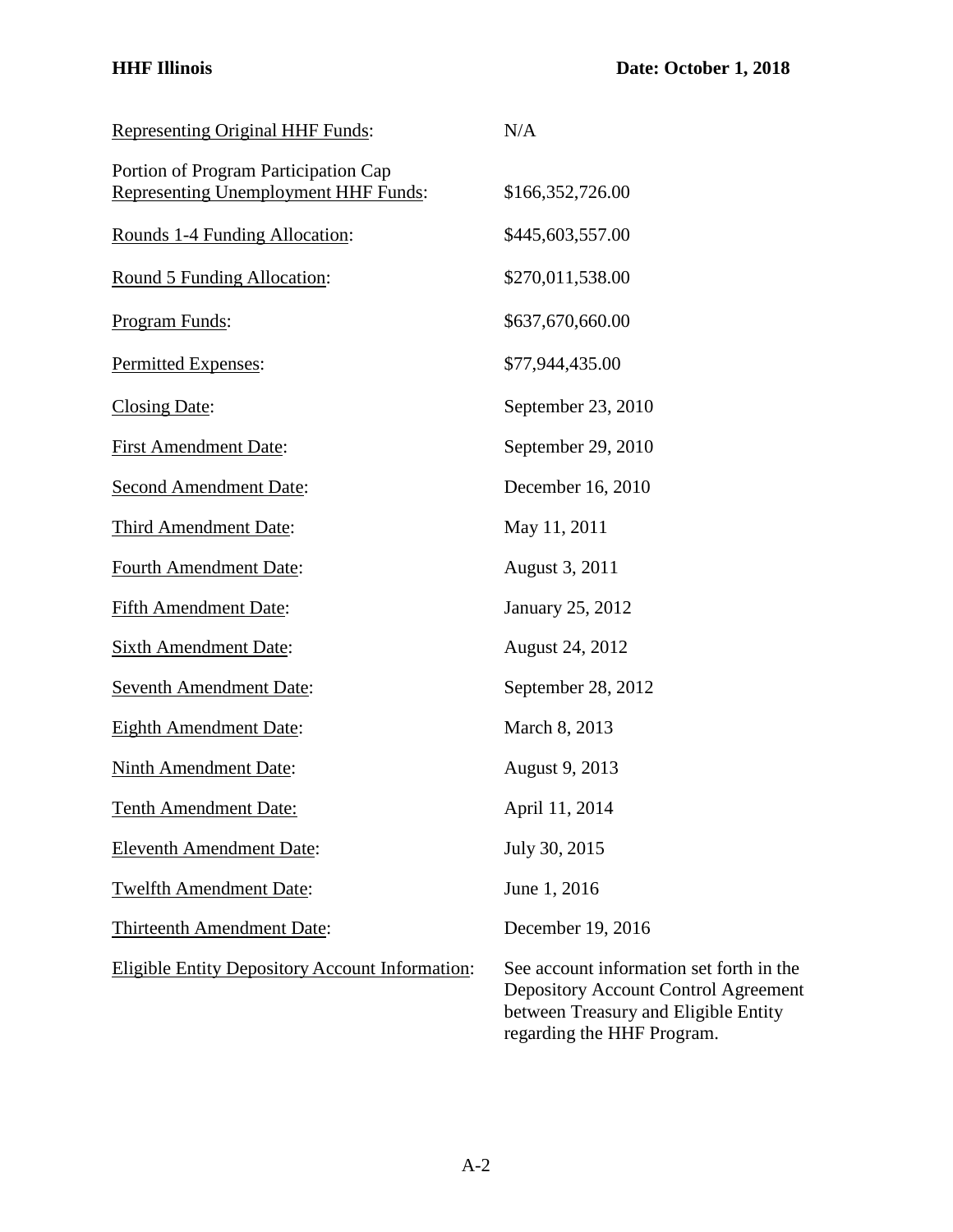| | |
|---|---|
| Representing Original HHF Funds: | N/A |
| Portion of Program Participation Cap Representing Unemployment HHF Funds: | $166,352,726.00 |
| Rounds 1-4 Funding Allocation: | $445,603,557.00 |
| Round 5 Funding Allocation: | $270,011,538.00 |
| Program Funds: | $637,670,660.00 |
| Permitted Expenses: | $77,944,435.00 |
| Closing Date: | September 23, 2010 |
| First Amendment Date: | September 29, 2010 |
| Second Amendment Date: | December 16, 2010 |
| Third Amendment Date: | May 11, 2011 |
| Fourth Amendment Date: | August 3, 2011 |
| Fifth Amendment Date: | January 25, 2012 |
| Sixth Amendment Date: | August 24, 2012 |
| Seventh Amendment Date: | September 28, 2012 |
| Eighth Amendment Date: | March 8, 2013 |
| Ninth Amendment Date: | August 9, 2013 |
| Tenth Amendment Date: | April 11, 2014 |
| Eleventh Amendment Date: | July 30, 2015 |
| Twelfth Amendment Date: | June 1, 2016 |
| Thirteenth Amendment Date: | December 19, 2016 |
| Eligible Entity Depository Account Information: | See account information set forth in the Depository Account Control Agreement between Treasury and Eligible Entity regarding the HHF Program. |